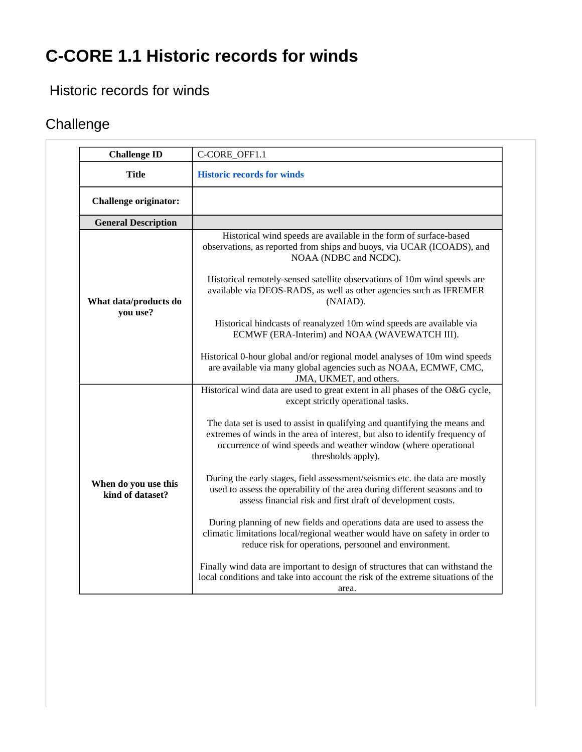# C-CORE 1.1 Historic records for winds

Historic records for winds

## Challenge

| Challenge ID | C-CORE_OFF1.1 |
| --- | --- |
| **Title** | **Historic records for winds** |
| **Challenge originator:** | |
| **General Description** | |
| **What data/products do you use?** | Historical wind speeds are available in the form of surface-based observations, as reported from ships and buoys, via UCAR (ICOADS), and NOAA (NDBC and NCDC).<br><br>Historical remotely-sensed satellite observations of 10m wind speeds are available via DEOS-RADS, as well as other agencies such as IFREMER (NAIAD).<br><br>Historical hindcasts of reanalyzed 10m wind speeds are available via ECMWF (ERA-Interim) and NOAA (WAVEWATCH III).<br><br>Historical 0-hour global and/or regional model analyses of 10m wind speeds are available via many global agencies such as NOAA, ECMWF, CMC, JMA, UKMET, and others. |
| **When do you use this kind of dataset?** | Historical wind data are used to great extent in all phases of the O&G cycle, except strictly operational tasks.<br><br>The data set is used to assist in qualifying and quantifying the means and extremes of winds in the area of interest, but also to identify frequency of occurrence of wind speeds and weather window (where operational thresholds apply).<br><br>During the early stages, field assessment/seismics etc. the data are mostly used to assess the operability of the area during different seasons and to assess financial risk and first draft of development costs.<br><br>During planning of new fields and operations data are used to assess the climatic limitations local/regional weather would have on safety in order to reduce risk for operations, personnel and environment.<br><br>Finally wind data are important to design of structures that can withstand the local conditions and take into account the risk of the extreme situations of the area. |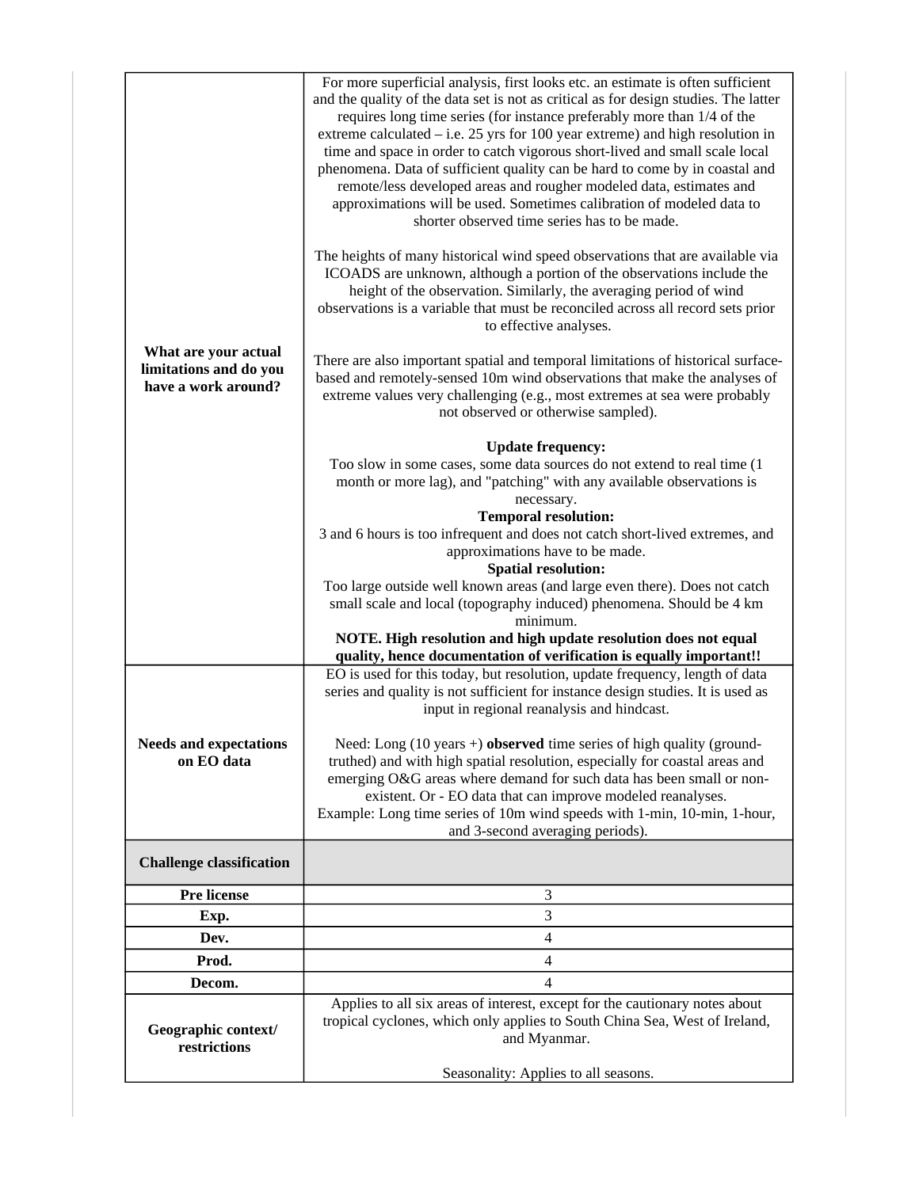| | |
|---|---|
| **What are your actual limitations and do you have a work around?** | For more superficial analysis, first looks etc. an estimate is often sufficient and the quality of the data set is not as critical as for design studies. The latter requires long time series (for instance preferably more than 1/4 of the extreme calculated – i.e. 25 yrs for 100 year extreme) and high resolution in time and space in order to catch vigorous short-lived and small scale local phenomena. Data of sufficient quality can be hard to come by in coastal and remote/less developed areas and rougher modeled data, estimates and approximations will be used. Sometimes calibration of modeled data to shorter observed time series has to be made.<br><br>The heights of many historical wind speed observations that are available via ICOADS are unknown, although a portion of the observations include the height of the observation. Similarly, the averaging period of wind observations is a variable that must be reconciled across all record sets prior to effective analyses.<br><br>There are also important spatial and temporal limitations of historical surface-based and remotely-sensed 10m wind observations that make the analyses of extreme values very challenging (e.g., most extremes at sea were probably not observed or otherwise sampled).<br><br>**Update frequency:**<br>Too slow in some cases, some data sources do not extend to real time (1 month or more lag), and "patching" with any available observations is necessary.<br>**Temporal resolution:**<br>3 and 6 hours is too infrequent and does not catch short-lived extremes, and approximations have to be made.<br>**Spatial resolution:**<br>Too large outside well known areas (and large even there). Does not catch small scale and local (topography induced) phenomena. Should be 4 km minimum.<br>**NOTE. High resolution and high update resolution does not equal quality, hence documentation of verification is equally important!!** |
| **Needs and expectations on EO data** | EO is used for this today, but resolution, update frequency, length of data series and quality is not sufficient for instance design studies. It is used as input in regional reanalysis and hindcast.<br><br>Need: Long (10 years +) **observed** time series of high quality (ground-truthed) and with high spatial resolution, especially for coastal areas and emerging O&G areas where demand for such data has been small or non-existent. Or - EO data that can improve modeled reanalyses.<br>Example: Long time series of 10m wind speeds with 1-min, 10-min, 1-hour, and 3-second averaging periods). |
| **Challenge classification** | |
| **Pre license** | 3 |
| **Exp.** | 3 |
| **Dev.** | 4 |
| **Prod.** | 4 |
| **Decom.** | 4 |
| **Geographic context/ restrictions** | Applies to all six areas of interest, except for the cautionary notes about tropical cyclones, which only applies to South China Sea, West of Ireland, and Myanmar.<br><br>Seasonality: Applies to all seasons. |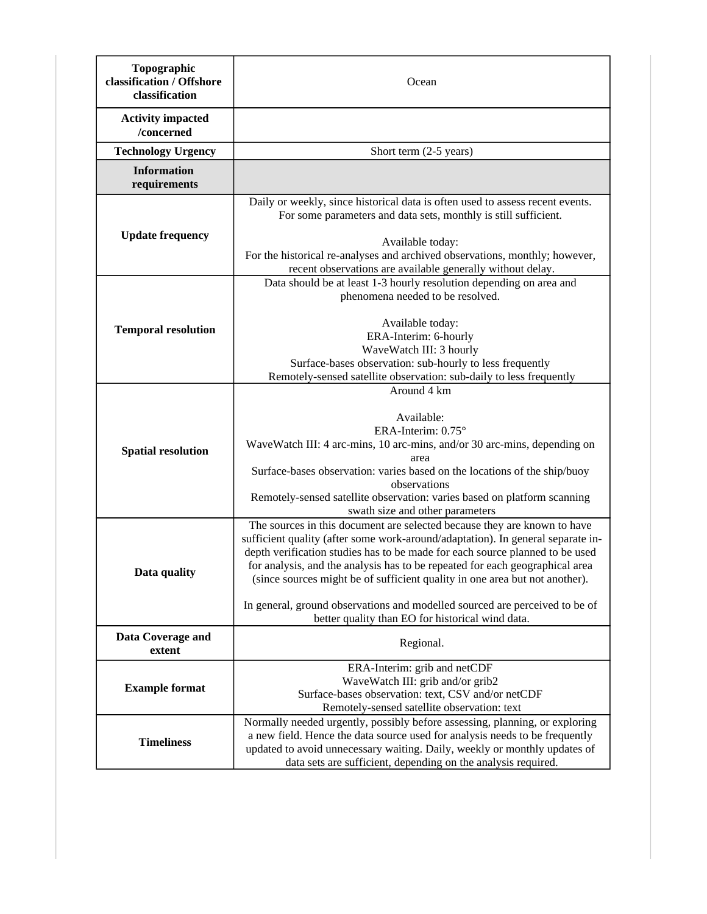| **Topographic classification / Offshore classification** | Ocean |
|---|---|
| **Activity impacted /concerned** | |
| **Technology Urgency** | Short term (2-5 years) |
| **Information requirements** | |
| **Update frequency** | Daily or weekly, since historical data is often used to assess recent events. For some parameters and data sets, monthly is still sufficient.<br><br>Available today:<br>For the historical re-analyses and archived observations, monthly; however, recent observations are available generally without delay. |
| **Temporal resolution** | Data should be at least 1-3 hourly resolution depending on area and phenomena needed to be resolved.<br><br>Available today:<br>ERA-Interim: 6-hourly<br>WaveWatch III: 3 hourly<br>Surface-bases observation: sub-hourly to less frequently<br>Remotely-sensed satellite observation: sub-daily to less frequently |
| **Spatial resolution** | Around 4 km<br><br>Available:<br>ERA-Interim: 0.75°<br>WaveWatch III: 4 arc-mins, 10 arc-mins, and/or 30 arc-mins, depending on area<br>Surface-bases observation: varies based on the locations of the ship/buoy observations<br>Remotely-sensed satellite observation: varies based on platform scanning swath size and other parameters |
| **Data quality** | The sources in this document are selected because they are known to have sufficient quality (after some work-around/adaptation). In general separate in-depth verification studies has to be made for each source planned to be used for analysis, and the analysis has to be repeated for each geographical area (since sources might be of sufficient quality in one area but not another).<br><br>In general, ground observations and modelled sourced are perceived to be of better quality than EO for historical wind data. |
| **Data Coverage and extent** | Regional. |
| **Example format** | ERA-Interim: grib and netCDF<br>WaveWatch III: grib and/or grib2<br>Surface-bases observation: text, CSV and/or netCDF<br>Remotely-sensed satellite observation: text |
| **Timeliness** | Normally needed urgently, possibly before assessing, planning, or exploring a new field. Hence the data source used for analysis needs to be frequently updated to avoid unnecessary waiting. Daily, weekly or monthly updates of data sets are sufficient, depending on the analysis required. |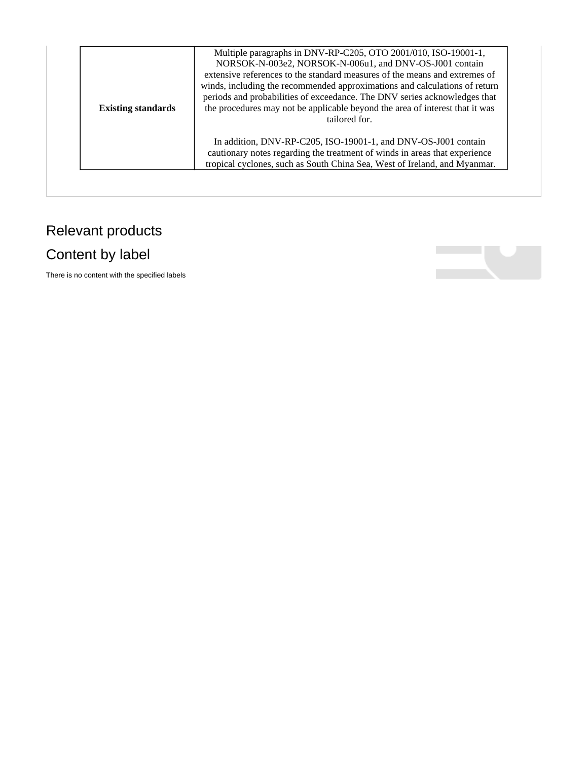| | |
|---|---|
| **Existing standards** | Multiple paragraphs in DNV-RP-C205, OTO 2001/010, ISO-19001-1, NORSOK-N-003e2, NORSOK-N-006u1, and DNV-OS-J001 contain extensive references to the standard measures of the means and extremes of winds, including the recommended approximations and calculations of return periods and probabilities of exceedance. The DNV series acknowledges that the procedures may not be applicable beyond the area of interest that it was tailored for.<br><br>In addition, DNV-RP-C205, ISO-19001-1, and DNV-OS-J001 contain cautionary notes regarding the treatment of winds in areas that experience tropical cyclones, such as South China Sea, West of Ireland, and Myanmar. |

## Relevant products

## Content by label

There is no content with the specified labels